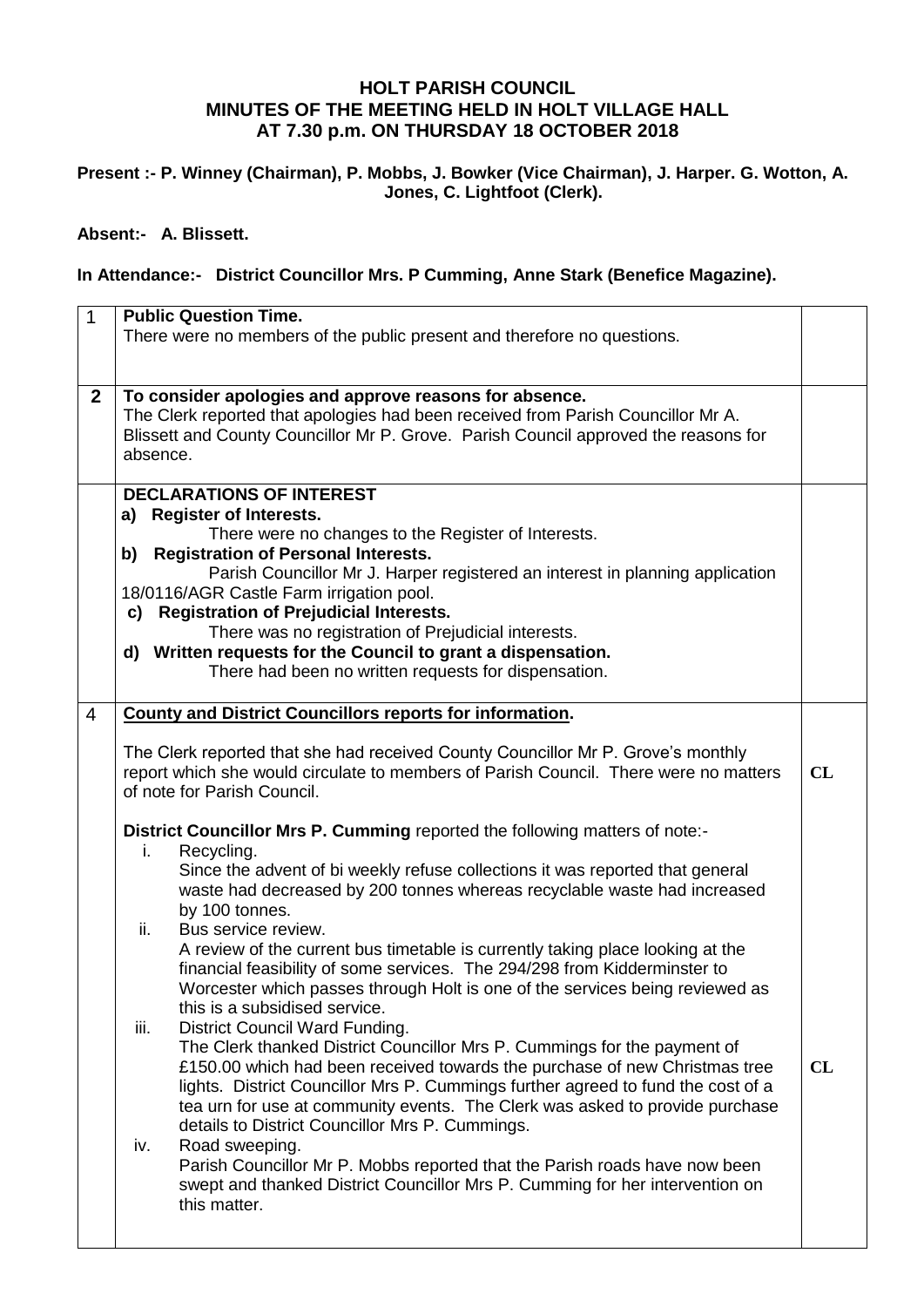# HOLT PARISH COUNCIL
## MINUTES OF THE MEETING HELD IN HOLT VILLAGE HALL
## AT 7.30 p.m. ON THURSDAY 18 OCTOBER 2018

**Present :- P. Winney (Chairman), P. Mobbs, J. Bowker (Vice Chairman), J. Harper. G. Wotton, A. Jones, C. Lightfoot (Clerk).**

**Absent:- A. Blissett.**

**In Attendance:- District Councillor Mrs. P Cumming, Anne Stark (Benefice Magazine).**

| | | |
|---|---|---|
| 1 | **Public Question Time.**<br>There were no members of the public present and therefore no questions. | |
| **2** | **To consider apologies and approve reasons for absence.**<br>The Clerk reported that apologies had been received from Parish Councillor Mr A. Blissett and County Councillor Mr P. Grove. Parish Council approved the reasons for absence. | |
| | **DECLARATIONS OF INTEREST**<br>**a) Register of Interests.**<br>There were no changes to the Register of Interests.<br>**b) Registration of Personal Interests.**<br>Parish Councillor Mr J. Harper registered an interest in planning application 18/0116/AGR Castle Farm irrigation pool.<br>**c) Registration of Prejudicial Interests.**<br>There was no registration of Prejudicial interests.<br>**d) Written requests for the Council to grant a dispensation.**<br>There had been no written requests for dispensation. | |
| 4 | **County and District Councillors reports for information.**<br><br>The Clerk reported that she had received County Councillor Mr P. Grove's monthly report which she would circulate to members of Parish Council. There were no matters of note for Parish Council.<br><br>**District Councillor Mrs P. Cumming** reported the following matters of note:-<br>i. Recycling.<br>Since the advent of bi weekly refuse collections it was reported that general waste had decreased by 200 tonnes whereas recyclable waste had increased by 100 tonnes.<br>ii. Bus service review.<br>A review of the current bus timetable is currently taking place looking at the financial feasibility of some services. The 294/298 from Kidderminster to Worcester which passes through Holt is one of the services being reviewed as this is a subsidised service.<br>iii. District Council Ward Funding.<br>The Clerk thanked District Councillor Mrs P. Cummings for the payment of £150.00 which had been received towards the purchase of new Christmas tree lights. District Councillor Mrs P. Cummings further agreed to fund the cost of a tea urn for use at community events. The Clerk was asked to provide purchase details to District Councillor Mrs P. Cummings.<br>iv. Road sweeping.<br>Parish Councillor Mr P. Mobbs reported that the Parish roads have now been swept and thanked District Councillor Mrs P. Cumming for her intervention on this matter. | **CL**<br><br>**CL** |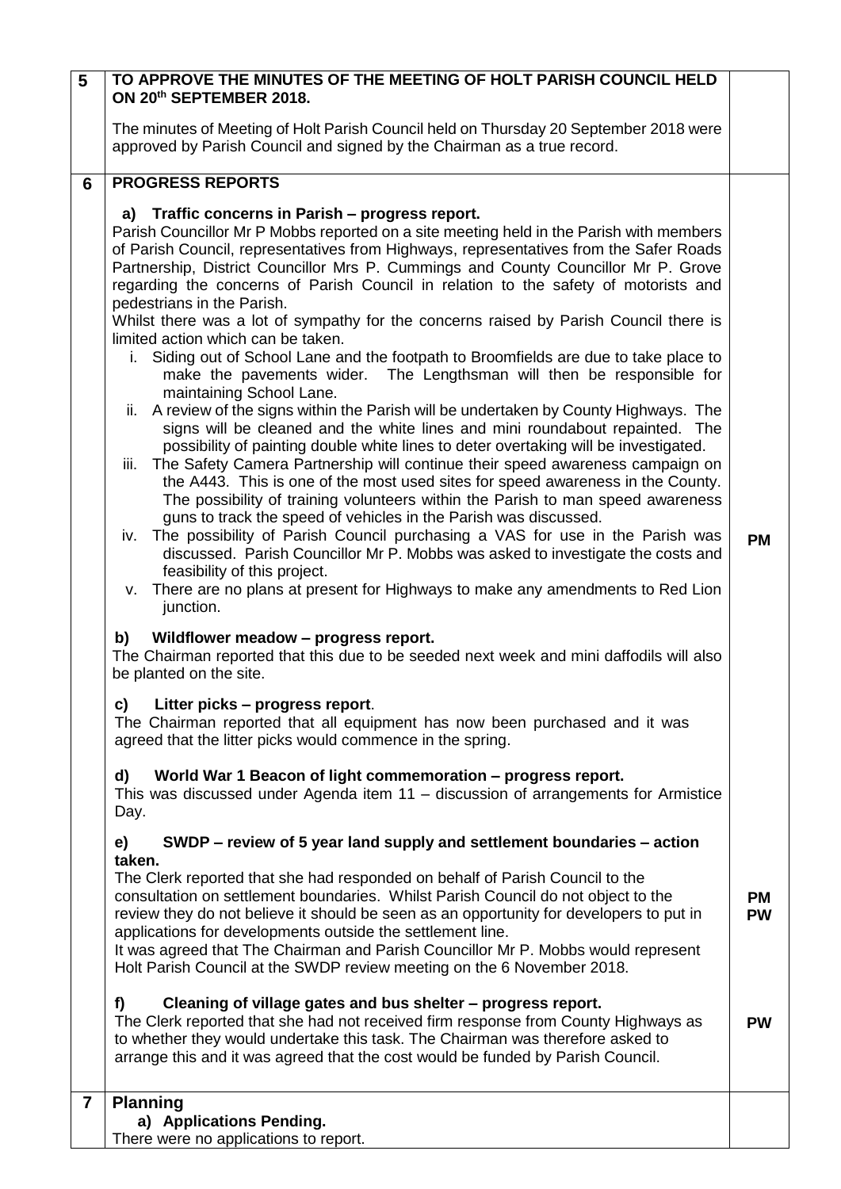| | | |
|---|---|---|
| **5** | **TO APPROVE THE MINUTES OF THE MEETING OF HOLT PARISH COUNCIL HELD ON 20th SEPTEMBER 2018.**<br><br>The minutes of Meeting of Holt Parish Council held on Thursday 20 September 2018 were approved by Parish Council and signed by the Chairman as a true record. | |
| **6** | **PROGRESS REPORTS**<br><br>**a) Traffic concerns in Parish – progress report.**<br>Parish Councillor Mr P Mobbs reported on a site meeting held in the Parish with members of Parish Council, representatives from Highways, representatives from the Safer Roads Partnership, District Councillor Mrs P. Cummings and County Councillor Mr P. Grove regarding the concerns of Parish Council in relation to the safety of motorists and pedestrians in the Parish.<br>Whilst there was a lot of sympathy for the concerns raised by Parish Council there is limited action which can be taken.<br>i. Siding out of School Lane and the footpath to Broomfields are due to take place to make the pavements wider. The Lengthsman will then be responsible for maintaining School Lane.<br>ii. A review of the signs within the Parish will be undertaken by County Highways. The signs will be cleaned and the white lines and mini roundabout repainted. The possibility of painting double white lines to deter overtaking will be investigated.<br>iii. The Safety Camera Partnership will continue their speed awareness campaign on the A443. This is one of the most used sites for speed awareness in the County. The possibility of training volunteers within the Parish to man speed awareness guns to track the speed of vehicles in the Parish was discussed.<br>iv. The possibility of Parish Council purchasing a VAS for use in the Parish was discussed. Parish Councillor Mr P. Mobbs was asked to investigate the costs and feasibility of this project.<br>v. There are no plans at present for Highways to make any amendments to Red Lion junction. | **PM** |
| | **b) Wildflower meadow – progress report.**<br>The Chairman reported that this due to be seeded next week and mini daffodils will also be planted on the site.<br><br>**c) Litter picks – progress report**.<br>The Chairman reported that all equipment has now been purchased and it was agreed that the litter picks would commence in the spring.<br><br>**d) World War 1 Beacon of light commemoration – progress report.**<br>This was discussed under Agenda item 11 – discussion of arrangements for Armistice Day. | |
| | **e) SWDP – review of 5 year land supply and settlement boundaries – action taken.**<br>The Clerk reported that she had responded on behalf of Parish Council to the consultation on settlement boundaries. Whilst Parish Council do not object to the review they do not believe it should be seen as an opportunity for developers to put in applications for developments outside the settlement line.<br>It was agreed that The Chairman and Parish Councillor Mr P. Mobbs would represent Holt Parish Council at the SWDP review meeting on the 6 November 2018. | **PM**<br>**PW** |
| | **f) Cleaning of village gates and bus shelter – progress report.**<br>The Clerk reported that she had not received firm response from County Highways as to whether they would undertake this task. The Chairman was therefore asked to arrange this and it was agreed that the cost would be funded by Parish Council. | **PW** |
| **7** | **Planning**<br>**a) Applications Pending.**<br>There were no applications to report. | |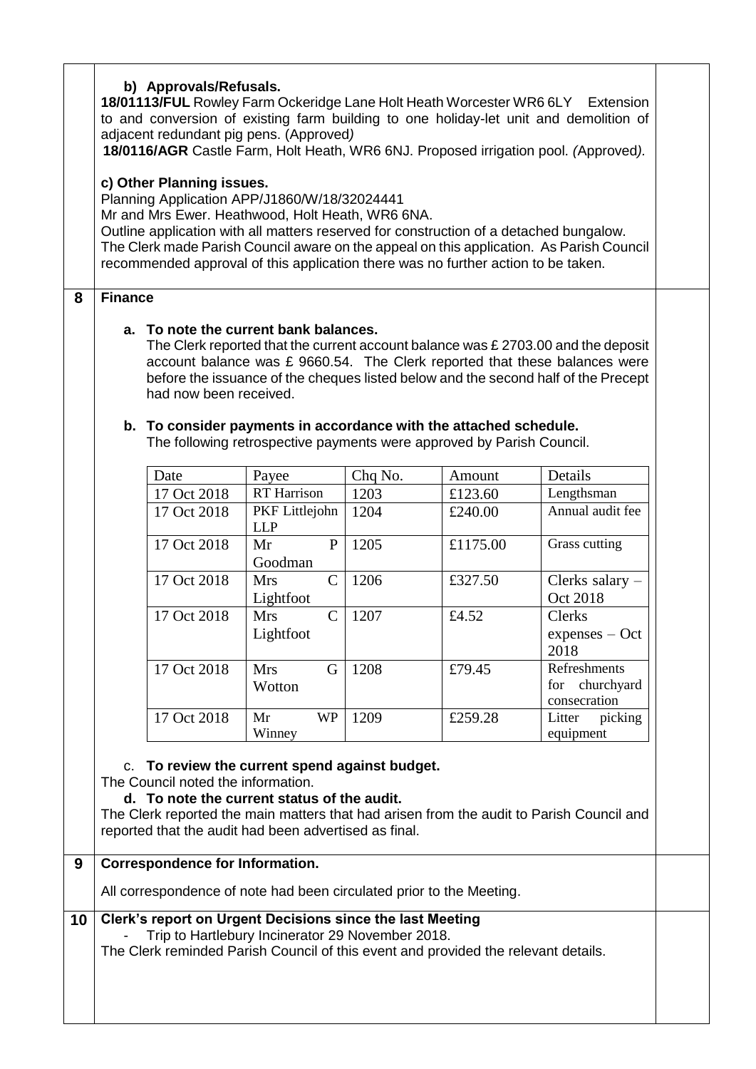**b) Approvals/Refusals.**

**18/01113/FUL** Rowley Farm Ockeridge Lane Holt Heath Worcester WR6 6LY Extension to and conversion of existing farm building to one holiday-let unit and demolition of adjacent redundant pig pens. (Approved*)*

**18/0116/AGR** Castle Farm, Holt Heath, WR6 6NJ. Proposed irrigation pool. *(*Approved*).*

**c) Other Planning issues.**

Planning Application APP/J1860/W/18/32024441

Mr and Mrs Ewer. Heathwood, Holt Heath, WR6 6NA.

Outline application with all matters reserved for construction of a detached bungalow.

The Clerk made Parish Council aware on the appeal on this application. As Parish Council recommended approval of this application there was no further action to be taken.

## 8 Finance

**a. To note the current bank balances.**

The Clerk reported that the current account balance was £ 2703.00 and the deposit account balance was £ 9660.54. The Clerk reported that these balances were before the issuance of the cheques listed below and the second half of the Precept had now been received.

**b. To consider payments in accordance with the attached schedule.**

The following retrospective payments were approved by Parish Council.

| Date | Payee | Chq No. | Amount | Details |
|---|---|---|---|---|
| 17 Oct 2018 | RT Harrison | 1203 | £123.60 | Lengthsman |
| 17 Oct 2018 | PKF Littlejohn LLP | 1204 | £240.00 | Annual audit fee |
| 17 Oct 2018 | Mr P Goodman | 1205 | £1175.00 | Grass cutting |
| 17 Oct 2018 | Mrs C Lightfoot | 1206 | £327.50 | Clerks salary – Oct 2018 |
| 17 Oct 2018 | Mrs C Lightfoot | 1207 | £4.52 | Clerks expenses – Oct 2018 |
| 17 Oct 2018 | Mrs G Wotton | 1208 | £79.45 | Refreshments for churchyard consecration |
| 17 Oct 2018 | Mr WP Winney | 1209 | £259.28 | Litter picking equipment |

c. **To review the current spend against budget.**

The Council noted the information.

**d. To note the current status of the audit.**

The Clerk reported the main matters that had arisen from the audit to Parish Council and reported that the audit had been advertised as final.

## 9 Correspondence for Information.

All correspondence of note had been circulated prior to the Meeting.

## 10 Clerk's report on Urgent Decisions since the last Meeting

- Trip to Hartlebury Incinerator 29 November 2018.

The Clerk reminded Parish Council of this event and provided the relevant details.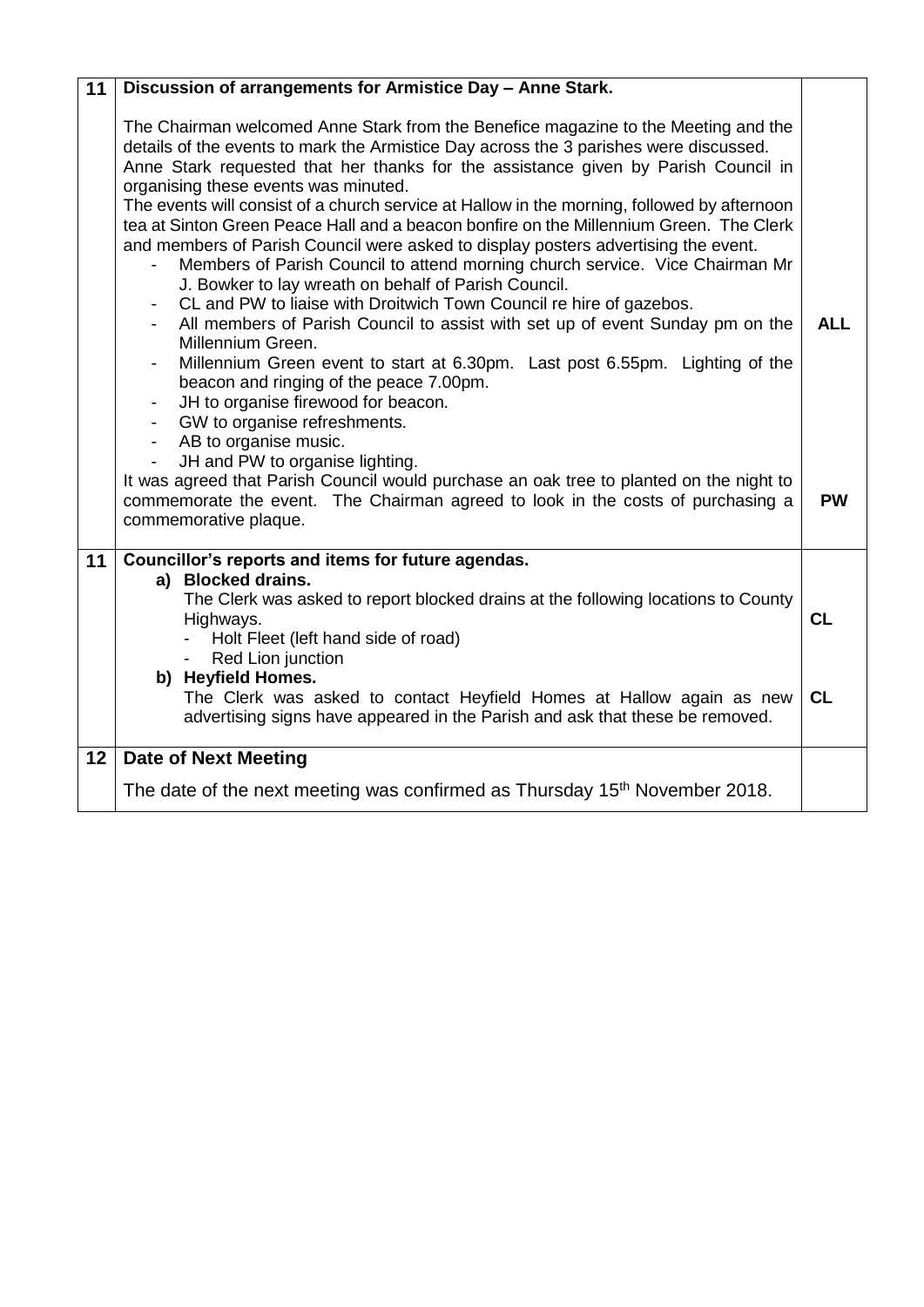| | | |
|---|---|---|
| **11** | **Discussion of arrangements for Armistice Day – Anne Stark.**<br><br>The Chairman welcomed Anne Stark from the Benefice magazine to the Meeting and the details of the events to mark the Armistice Day across the 3 parishes were discussed. Anne Stark requested that her thanks for the assistance given by Parish Council in organising these events was minuted.<br>The events will consist of a church service at Hallow in the morning, followed by afternoon tea at Sinton Green Peace Hall and a beacon bonfire on the Millennium Green. The Clerk and members of Parish Council were asked to display posters advertising the event.<br>- Members of Parish Council to attend morning church service. Vice Chairman Mr J. Bowker to lay wreath on behalf of Parish Council.<br>- CL and PW to liaise with Droitwich Town Council re hire of gazebos.<br>- All members of Parish Council to assist with set up of event Sunday pm on the Millennium Green.<br>- Millennium Green event to start at 6.30pm. Last post 6.55pm. Lighting of the beacon and ringing of the peace 7.00pm.<br>- JH to organise firewood for beacon.<br>- GW to organise refreshments.<br>- AB to organise music.<br>- JH and PW to organise lighting.<br>It was agreed that Parish Council would purchase an oak tree to planted on the night to commemorate the event. The Chairman agreed to look in the costs of purchasing a commemorative plaque. | **ALL**<br><br><br><br>**PW** |
| **11** | **Councillor's reports and items for future agendas.**<br>**a) Blocked drains.**<br>The Clerk was asked to report blocked drains at the following locations to County Highways.<br>- Holt Fleet (left hand side of road)<br>- Red Lion junction<br>**b) Heyfield Homes.**<br>The Clerk was asked to contact Heyfield Homes at Hallow again as new advertising signs have appeared in the Parish and ask that these be removed. | **CL**<br><br><br>**CL** |
| **12** | **Date of Next Meeting**<br><br>The date of the next meeting was confirmed as Thursday 15th November 2018. | |